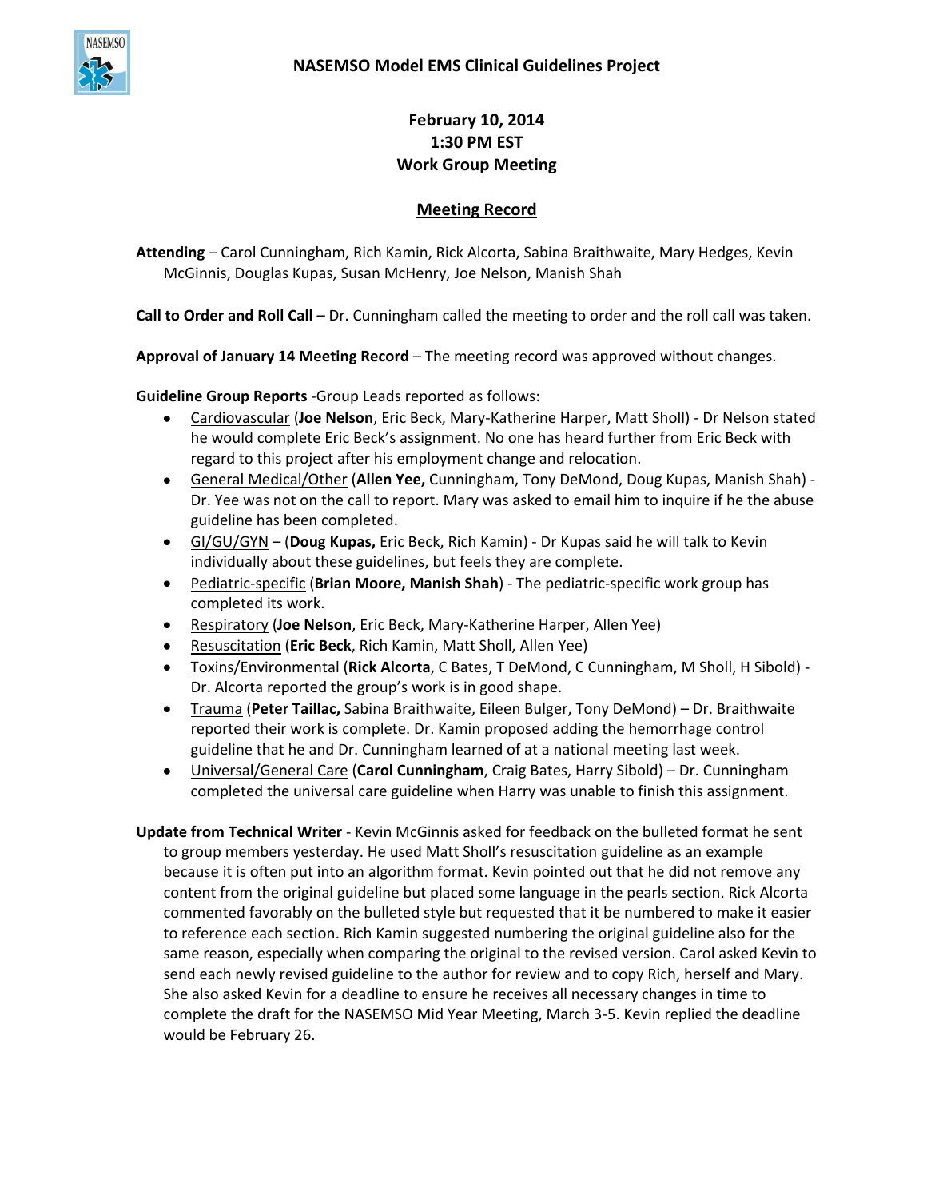## NASEMSO Model EMS Clinical Guidelines Project

**February 10, 2014**
**1:30 PM EST**
**Work Group Meeting**

**Meeting Record**

**Attending** – Carol Cunningham, Rich Kamin, Rick Alcorta, Sabina Braithwaite, Mary Hedges, Kevin McGinnis, Douglas Kupas, Susan McHenry, Joe Nelson, Manish Shah

**Call to Order and Roll Call** – Dr. Cunningham called the meeting to order and the roll call was taken.

**Approval of January 14 Meeting Record** – The meeting record was approved without changes.

**Guideline Group Reports** -Group Leads reported as follows:

- Cardiovascular (**Joe Nelson**, Eric Beck, Mary-Katherine Harper, Matt Sholl) - Dr Nelson stated he would complete Eric Beck's assignment. No one has heard further from Eric Beck with regard to this project after his employment change and relocation.
- General Medical/Other (**Allen Yee,** Cunningham, Tony DeMond, Doug Kupas, Manish Shah) - Dr. Yee was not on the call to report. Mary was asked to email him to inquire if he the abuse guideline has been completed.
- GI/GU/GYN – (**Doug Kupas,** Eric Beck, Rich Kamin) - Dr Kupas said he will talk to Kevin individually about these guidelines, but feels they are complete.
- Pediatric-specific (**Brian Moore, Manish Shah**) - The pediatric-specific work group has completed its work.
- Respiratory (**Joe Nelson**, Eric Beck, Mary-Katherine Harper, Allen Yee)
- Resuscitation (**Eric Beck**, Rich Kamin, Matt Sholl, Allen Yee)
- Toxins/Environmental (**Rick Alcorta**, C Bates, T DeMond, C Cunningham, M Sholl, H Sibold) - Dr. Alcorta reported the group's work is in good shape.
- Trauma (**Peter Taillac,** Sabina Braithwaite, Eileen Bulger, Tony DeMond) – Dr. Braithwaite reported their work is complete. Dr. Kamin proposed adding the hemorrhage control guideline that he and Dr. Cunningham learned of at a national meeting last week.
- Universal/General Care (**Carol Cunningham**, Craig Bates, Harry Sibold) – Dr. Cunningham completed the universal care guideline when Harry was unable to finish this assignment.

**Update from Technical Writer** - Kevin McGinnis asked for feedback on the bulleted format he sent to group members yesterday. He used Matt Sholl's resuscitation guideline as an example because it is often put into an algorithm format. Kevin pointed out that he did not remove any content from the original guideline but placed some language in the pearls section. Rick Alcorta commented favorably on the bulleted style but requested that it be numbered to make it easier to reference each section. Rich Kamin suggested numbering the original guideline also for the same reason, especially when comparing the original to the revised version. Carol asked Kevin to send each newly revised guideline to the author for review and to copy Rich, herself and Mary. She also asked Kevin for a deadline to ensure he receives all necessary changes in time to complete the draft for the NASEMSO Mid Year Meeting, March 3-5. Kevin replied the deadline would be February 26.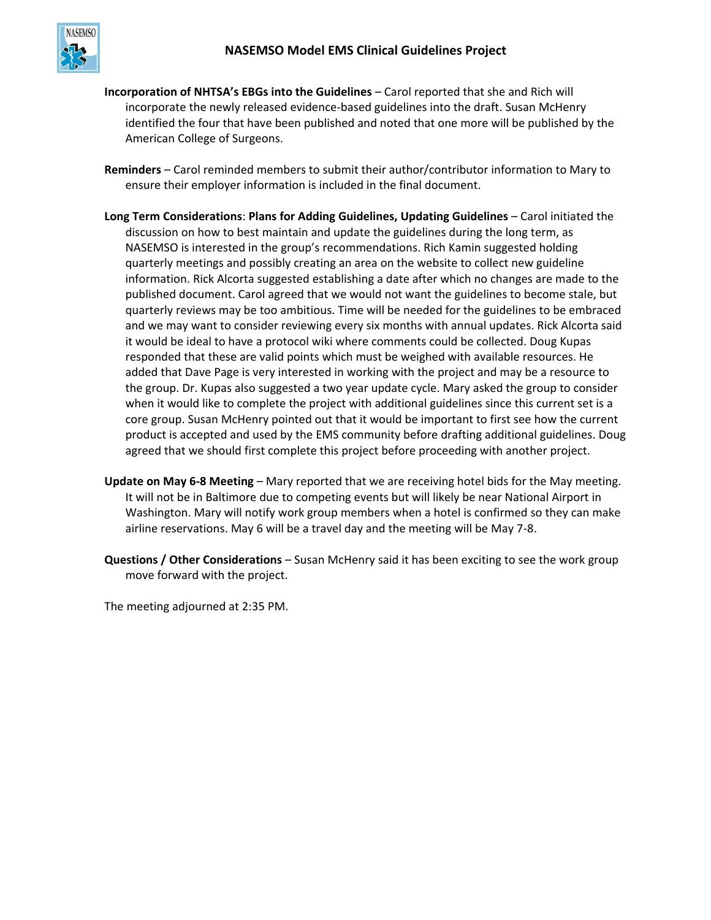**Incorporation of NHTSA's EBGs into the Guidelines** – Carol reported that she and Rich will incorporate the newly released evidence-based guidelines into the draft. Susan McHenry identified the four that have been published and noted that one more will be published by the American College of Surgeons.

**Reminders** – Carol reminded members to submit their author/contributor information to Mary to ensure their employer information is included in the final document.

**Long Term Considerations**: **Plans for Adding Guidelines, Updating Guidelines** – Carol initiated the discussion on how to best maintain and update the guidelines during the long term, as NASEMSO is interested in the group's recommendations. Rich Kamin suggested holding quarterly meetings and possibly creating an area on the website to collect new guideline information. Rick Alcorta suggested establishing a date after which no changes are made to the published document. Carol agreed that we would not want the guidelines to become stale, but quarterly reviews may be too ambitious. Time will be needed for the guidelines to be embraced and we may want to consider reviewing every six months with annual updates. Rick Alcorta said it would be ideal to have a protocol wiki where comments could be collected. Doug Kupas responded that these are valid points which must be weighed with available resources. He added that Dave Page is very interested in working with the project and may be a resource to the group. Dr. Kupas also suggested a two year update cycle. Mary asked the group to consider when it would like to complete the project with additional guidelines since this current set is a core group. Susan McHenry pointed out that it would be important to first see how the current product is accepted and used by the EMS community before drafting additional guidelines. Doug agreed that we should first complete this project before proceeding with another project.

**Update on May 6-8 Meeting** – Mary reported that we are receiving hotel bids for the May meeting. It will not be in Baltimore due to competing events but will likely be near National Airport in Washington. Mary will notify work group members when a hotel is confirmed so they can make airline reservations. May 6 will be a travel day and the meeting will be May 7-8.

**Questions / Other Considerations** – Susan McHenry said it has been exciting to see the work group move forward with the project.

The meeting adjourned at 2:35 PM.